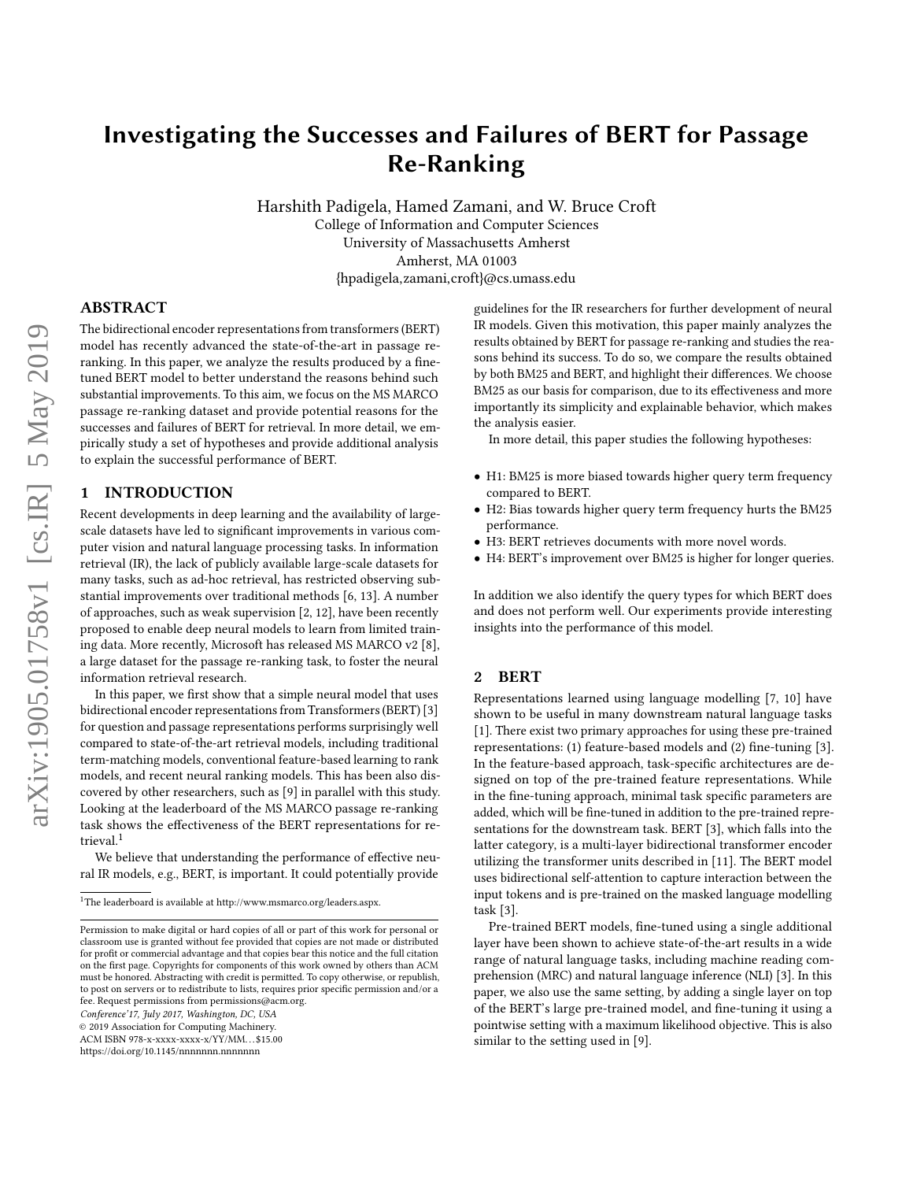# Investigating the Successes and Failures of BERT for Passage Re-Ranking

Harshith Padigela, Hamed Zamani, and W. Bruce Croft
College of Information and Computer Sciences
University of Massachusetts Amherst
Amherst, MA 01003
{hpadigela,zamani,croft}@cs.umass.edu

## ABSTRACT

The bidirectional encoder representations from transformers (BERT) model has recently advanced the state-of-the-art in passage re-ranking. In this paper, we analyze the results produced by a fine-tuned BERT model to better understand the reasons behind such substantial improvements. To this aim, we focus on the MS MARCO passage re-ranking dataset and provide potential reasons for the successes and failures of BERT for retrieval. In more detail, we empirically study a set of hypotheses and provide additional analysis to explain the successful performance of BERT.

## 1 INTRODUCTION

Recent developments in deep learning and the availability of large-scale datasets have led to significant improvements in various computer vision and natural language processing tasks. In information retrieval (IR), the lack of publicly available large-scale datasets for many tasks, such as ad-hoc retrieval, has restricted observing substantial improvements over traditional methods [6, 13]. A number of approaches, such as weak supervision [2, 12], have been recently proposed to enable deep neural models to learn from limited training data. More recently, Microsoft has released MS MARCO v2 [8], a large dataset for the passage re-ranking task, to foster the neural information retrieval research.

In this paper, we first show that a simple neural model that uses bidirectional encoder representations from Transformers (BERT) [3] for question and passage representations performs surprisingly well compared to state-of-the-art retrieval models, including traditional term-matching models, conventional feature-based learning to rank models, and recent neural ranking models. This has been also discovered by other researchers, such as [9] in parallel with this study. Looking at the leaderboard of the MS MARCO passage re-ranking task shows the effectiveness of the BERT representations for retrieval.[1]

We believe that understanding the performance of effective neural IR models, e.g., BERT, is important. It could potentially provide guidelines for the IR researchers for further development of neural IR models. Given this motivation, this paper mainly analyzes the results obtained by BERT for passage re-ranking and studies the reasons behind its success. To do so, we compare the results obtained by both BM25 and BERT, and highlight their differences. We choose BM25 as our basis for comparison, due to its effectiveness and more importantly its simplicity and explainable behavior, which makes the analysis easier.

In more detail, this paper studies the following hypotheses:

- H1: BM25 is more biased towards higher query term frequency compared to BERT.
- H2: Bias towards higher query term frequency hurts the BM25 performance.
- H3: BERT retrieves documents with more novel words.
- H4: BERT's improvement over BM25 is higher for longer queries.

In addition we also identify the query types for which BERT does and does not perform well. Our experiments provide interesting insights into the performance of this model.

## 2 BERT

Representations learned using language modelling [7, 10] have shown to be useful in many downstream natural language tasks [1]. There exist two primary approaches for using these pre-trained representations: (1) feature-based models and (2) fine-tuning [3]. In the feature-based approach, task-specific architectures are designed on top of the pre-trained feature representations. While in the fine-tuning approach, minimal task specific parameters are added, which will be fine-tuned in addition to the pre-trained representations for the downstream task. BERT [3], which falls into the latter category, is a multi-layer bidirectional transformer encoder utilizing the transformer units described in [11]. The BERT model uses bidirectional self-attention to capture interaction between the input tokens and is pre-trained on the masked language modelling task [3].

Pre-trained BERT models, fine-tuned using a single additional layer have been shown to achieve state-of-the-art results in a wide range of natural language tasks, including machine reading comprehension (MRC) and natural language inference (NLI) [3]. In this paper, we also use the same setting, by adding a single layer on top of the BERT's large pre-trained model, and fine-tuning it using a pointwise setting with a maximum likelihood objective. This is also similar to the setting used in [9].

[1] The leaderboard is available at http://www.msmarco.org/leaders.aspx.

Permission to make digital or hard copies of all or part of this work for personal or classroom use is granted without fee provided that copies are not made or distributed for profit or commercial advantage and that copies bear this notice and the full citation on the first page. Copyrights for components of this work owned by others than ACM must be honored. Abstracting with credit is permitted. To copy otherwise, or republish, to post on servers or to redistribute to lists, requires prior specific permission and/or a fee. Request permissions from permissions@acm.org.
*Conference'17, July 2017, Washington, DC, USA*
© 2019 Association for Computing Machinery.
ACM ISBN 978-x-xxxx-xxxx-x/YY/MM...$15.00
https://doi.org/10.1145/nnnnnnn.nnnnnnn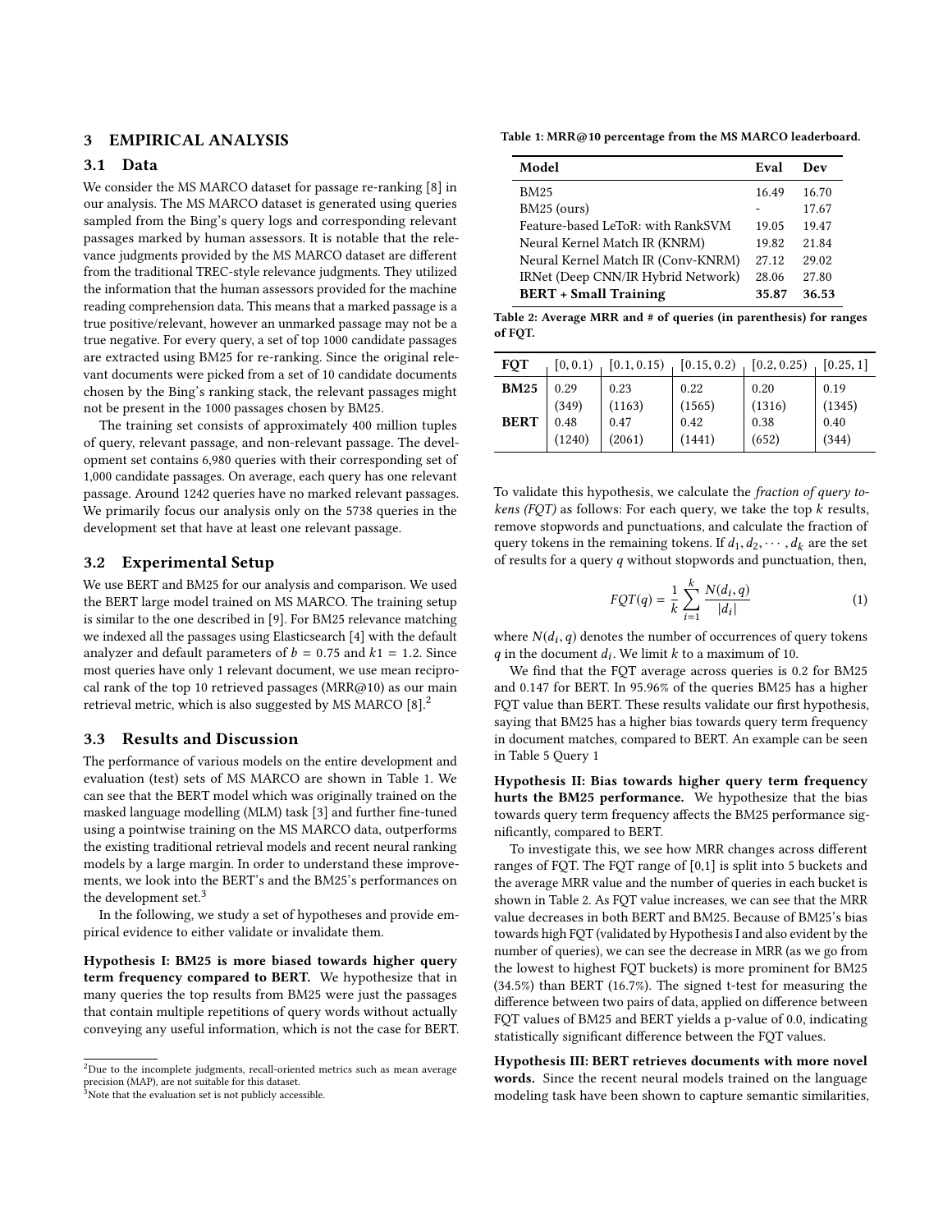## 3 EMPIRICAL ANALYSIS

### 3.1 Data

We consider the MS MARCO dataset for passage re-ranking [8] in our analysis. The MS MARCO dataset is generated using queries sampled from the Bing's query logs and corresponding relevant passages marked by human assessors. It is notable that the relevance judgments provided by the MS MARCO dataset are different from the traditional TREC-style relevance judgments. They utilized the information that the human assessors provided for the machine reading comprehension data. This means that a marked passage is a true positive/relevant, however an unmarked passage may not be a true negative. For every query, a set of top 1000 candidate passages are extracted using BM25 for re-ranking. Since the original relevant documents were picked from a set of 10 candidate documents chosen by the Bing's ranking stack, the relevant passages might not be present in the 1000 passages chosen by BM25.

The training set consists of approximately 400 million tuples of query, relevant passage, and non-relevant passage. The development set contains 6,980 queries with their corresponding set of 1,000 candidate passages. On average, each query has one relevant passage. Around 1242 queries have no marked relevant passages. We primarily focus our analysis only on the 5738 queries in the development set that have at least one relevant passage.

### 3.2 Experimental Setup

We use BERT and BM25 for our analysis and comparison. We used the BERT large model trained on MS MARCO. The training setup is similar to the one described in [9]. For BM25 relevance matching we indexed all the passages using Elasticsearch [4] with the default analyzer and default parameters of $b = 0.75$ and $k1 = 1.2$. Since most queries have only 1 relevant document, we use mean reciprocal rank of the top 10 retrieved passages (MRR@10) as our main retrieval metric, which is also suggested by MS MARCO [8].[2]

### 3.3 Results and Discussion

The performance of various models on the entire development and evaluation (test) sets of MS MARCO are shown in Table 1. We can see that the BERT model which was originally trained on the masked language modelling (MLM) task [3] and further fine-tuned using a pointwise training on the MS MARCO data, outperforms the existing traditional retrieval models and recent neural ranking models by a large margin. In order to understand these improvements, we look into the BERT's and the BM25's performances on the development set.[3]

In the following, we study a set of hypotheses and provide empirical evidence to either validate or invalidate them.

**Hypothesis I: BM25 is more biased towards higher query term frequency compared to BERT.** We hypothesize that in many queries the top results from BM25 were just the passages that contain multiple repetitions of query words without actually conveying any useful information, which is not the case for BERT.

Table 1: MRR@10 percentage from the MS MARCO leaderboard.

| Model | Eval | Dev |
|---|---|---|
| BM25 | 16.49 | 16.70 |
| BM25 (ours) | - | 17.67 |
| Feature-based LeToR: with RankSVM | 19.05 | 19.47 |
| Neural Kernel Match IR (KNRM) | 19.82 | 21.84 |
| Neural Kernel Match IR (Conv-KNRM) | 27.12 | 29.02 |
| IRNet (Deep CNN/IR Hybrid Network) | 28.06 | 27.80 |
| **BERT + Small Training** | **35.87** | **36.53** |

Table 2: Average MRR and # of queries (in parenthesis) for ranges of FQT.

| FQT | [0, 0.1) | [0.1, 0.15) | [0.15, 0.2) | [0.2, 0.25) | [0.25, 1] |
|---|---|---|---|---|---|
| **BM25** | 0.29 (349) | 0.23 (1163) | 0.22 (1565) | 0.20 (1316) | 0.19 (1345) |
| **BERT** | 0.48 (1240) | 0.47 (2061) | 0.42 (1441) | 0.38 (652) | 0.40 (344) |

To validate this hypothesis, we calculate the *fraction of query tokens (FQT)* as follows: For each query, we take the top $k$ results, remove stopwords and punctuations, and calculate the fraction of query tokens in the remaining tokens. If $d_1, d_2, \cdots, d_k$ are the set of results for a query $q$ without stopwords and punctuation, then,

$$FQT(q) = \frac{1}{k} \sum_{i=1}^{k} \frac{N(d_i, q)}{|d_i|} \tag{1}$$

where $N(d_i, q)$ denotes the number of occurrences of query tokens $q$ in the document $d_i$. We limit $k$ to a maximum of 10.

We find that the FQT average across queries is 0.2 for BM25 and 0.147 for BERT. In 95.96% of the queries BM25 has a higher FQT value than BERT. These results validate our first hypothesis, saying that BM25 has a higher bias towards query term frequency in document matches, compared to BERT. An example can be seen in Table 5 Query 1

**Hypothesis II: Bias towards higher query term frequency hurts the BM25 performance.** We hypothesize that the bias towards query term frequency affects the BM25 performance significantly, compared to BERT.

To investigate this, we see how MRR changes across different ranges of FQT. The FQT range of [0,1] is split into 5 buckets and the average MRR value and the number of queries in each bucket is shown in Table 2. As FQT value increases, we can see that the MRR value decreases in both BERT and BM25. Because of BM25's bias towards high FQT (validated by Hypothesis I and also evident by the number of queries), we can see the decrease in MRR (as we go from the lowest to highest FQT buckets) is more prominent for BM25 (34.5%) than BERT (16.7%). The signed t-test for measuring the difference between two pairs of data, applied on difference between FQT values of BM25 and BERT yields a p-value of 0.0, indicating statistically significant difference between the FQT values.

**Hypothesis III: BERT retrieves documents with more novel words.** Since the recent neural models trained on the language modeling task have been shown to capture semantic similarities,

[2] Due to the incomplete judgments, recall-oriented metrics such as mean average precision (MAP), are not suitable for this dataset.

[3] Note that the evaluation set is not publicly accessible.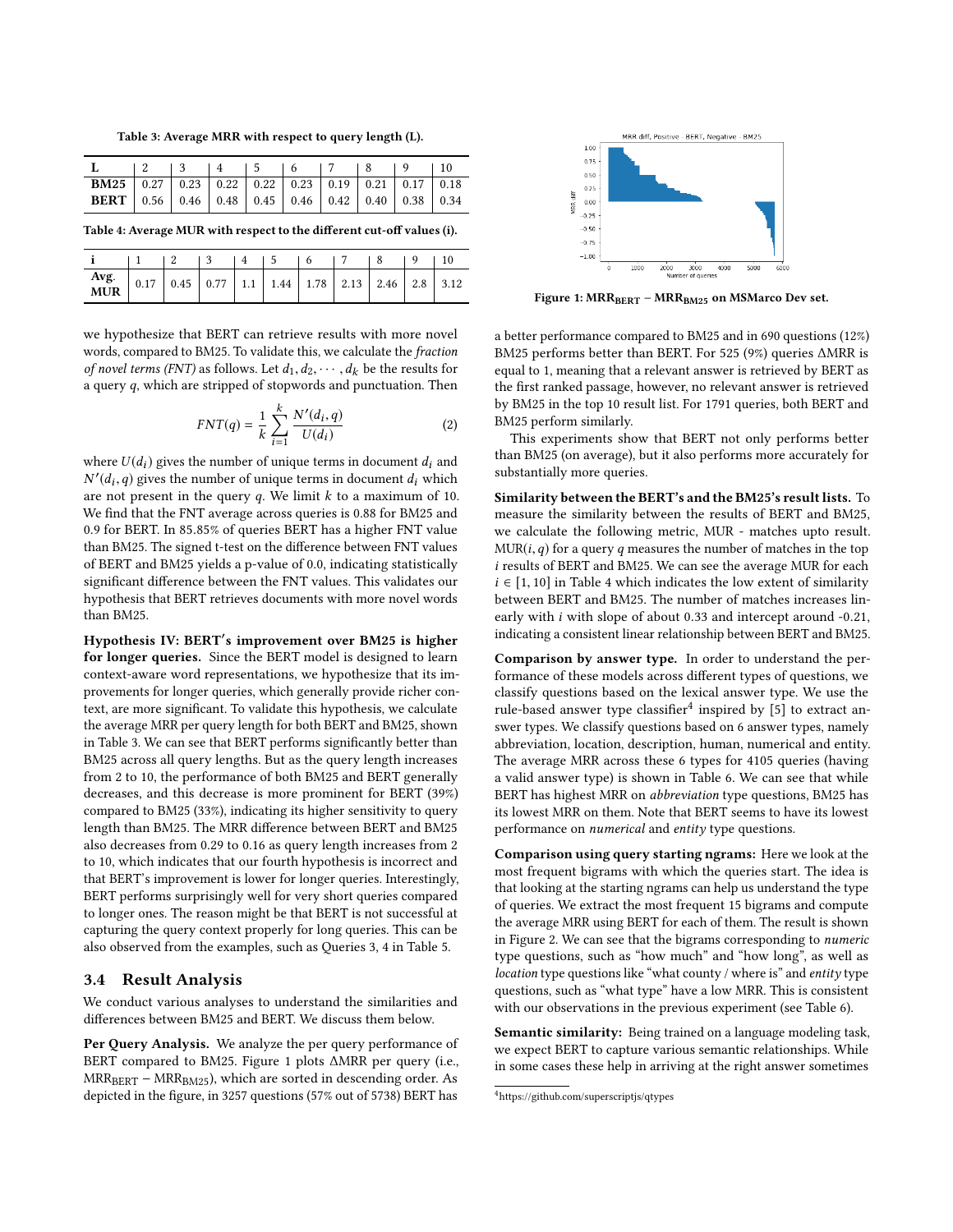Table 3: Average MRR with respect to query length (L).

| L | 2 | 3 | 4 | 5 | 6 | 7 | 8 | 9 | 10 |
|---|---|---|---|---|---|---|---|---|---|
| **BM25** | 0.27 | 0.23 | 0.22 | 0.22 | 0.23 | 0.19 | 0.21 | 0.17 | 0.18 |
| **BERT** | 0.56 | 0.46 | 0.48 | 0.45 | 0.46 | 0.42 | 0.40 | 0.38 | 0.34 |

Table 4: Average MUR with respect to the different cut-off values (i).

| i | 1 | 2 | 3 | 4 | 5 | 6 | 7 | 8 | 9 | 10 |
|---|---|---|---|---|---|---|---|---|---|---|
| **Avg. MUR** | 0.17 | 0.45 | 0.77 | 1.1 | 1.44 | 1.78 | 2.13 | 2.46 | 2.8 | 3.12 |

we hypothesize that BERT can retrieve results with more novel words, compared to BM25. To validate this, we calculate the *fraction of novel terms (FNT)* as follows. Let $d_1, d_2, \cdots, d_k$ be the results for a query $q$, which are stripped of stopwords and punctuation. Then

$$FNT(q) = \frac{1}{k} \sum_{i=1}^{k} \frac{N'(d_i, q)}{U(d_i)} \tag{2}$$

where $U(d_i)$ gives the number of unique terms in document $d_i$ and $N'(d_i, q)$ gives the number of unique terms in document $d_i$ which are not present in the query $q$. We limit $k$ to a maximum of 10. We find that the FNT average across queries is 0.88 for BM25 and 0.9 for BERT. In 85.85% of queries BERT has a higher FNT value than BM25. The signed t-test on the difference between FNT values of BERT and BM25 yields a p-value of 0.0, indicating statistically significant difference between the FNT values. This validates our hypothesis that BERT retrieves documents with more novel words than BM25.

**Hypothesis IV: BERT′s improvement over BM25 is higher for longer queries.** Since the BERT model is designed to learn context-aware word representations, we hypothesize that its improvements for longer queries, which generally provide richer context, are more significant. To validate this hypothesis, we calculate the average MRR per query length for both BERT and BM25, shown in Table 3. We can see that BERT performs significantly better than BM25 across all query lengths. But as the query length increases from 2 to 10, the performance of both BM25 and BERT generally decreases, and this decrease is more prominent for BERT (39%) compared to BM25 (33%), indicating its higher sensitivity to query length than BM25. The MRR difference between BERT and BM25 also decreases from 0.29 to 0.16 as query length increases from 2 to 10, which indicates that our fourth hypothesis is incorrect and that BERT's improvement is lower for longer queries. Interestingly, BERT performs surprisingly well for very short queries compared to longer ones. The reason might be that BERT is not successful at capturing the query context properly for long queries. This can be also observed from the examples, such as Queries 3, 4 in Table 5.

## 3.4 Result Analysis

We conduct various analyses to understand the similarities and differences between BM25 and BERT. We discuss them below.

**Per Query Analysis.** We analyze the per query performance of BERT compared to BM25. Figure 1 plots ΔMRR per query (i.e., $\text{MRR}_{\text{BERT}} - \text{MRR}_{\text{BM25}}$), which are sorted in descending order. As depicted in the figure, in 3257 questions (57% out of 5738) BERT has a better performance compared to BM25 and in 690 questions (12%) BM25 performs better than BERT. For 525 (9%) queries ΔMRR is equal to 1, meaning that a relevant answer is retrieved by BERT as the first ranked passage, however, no relevant answer is retrieved by BM25 in the top 10 result list. For 1791 queries, both BERT and BM25 perform similarly.

Figure 1: $\text{MRR}_{\text{BERT}} - \text{MRR}_{\text{BM25}}$ on MSMarco Dev set.

This experiments show that BERT not only performs better than BM25 (on average), but it also performs more accurately for substantially more queries.

**Similarity between the BERT's and the BM25's result lists.** To measure the similarity between the results of BERT and BM25, we calculate the following metric, MUR - matches upto result. $\text{MUR}(i, q)$ for a query $q$ measures the number of matches in the top $i$ results of BERT and BM25. We can see the average MUR for each $i \in [1, 10]$ in Table 4 which indicates the low extent of similarity between BERT and BM25. The number of matches increases linearly with $i$ with slope of about 0.33 and intercept around -0.21, indicating a consistent linear relationship between BERT and BM25.

**Comparison by answer type.** In order to understand the performance of these models across different types of questions, we classify questions based on the lexical answer type. We use the rule-based answer type classifier[4] inspired by [5] to extract answer types. We classify questions based on 6 answer types, namely abbreviation, location, description, human, numerical and entity. The average MRR across these 6 types for 4105 queries (having a valid answer type) is shown in Table 6. We can see that while BERT has highest MRR on *abbreviation* type questions, BM25 has its lowest MRR on them. Note that BERT seems to have its lowest performance on *numerical* and *entity* type questions.

**Comparison using query starting ngrams:** Here we look at the most frequent bigrams with which the queries start. The idea is that looking at the starting ngrams can help us understand the type of queries. We extract the most frequent 15 bigrams and compute the average MRR using BERT for each of them. The result is shown in Figure 2. We can see that the bigrams corresponding to *numeric* type questions, such as "how much" and "how long", as well as *location* type questions like "what county / where is" and *entity* type questions, such as "what type" have a low MRR. This is consistent with our observations in the previous experiment (see Table 6).

**Semantic similarity:** Being trained on a language modeling task, we expect BERT to capture various semantic relationships. While in some cases these help in arriving at the right answer sometimes

[4] https://github.com/superscriptjs/qtypes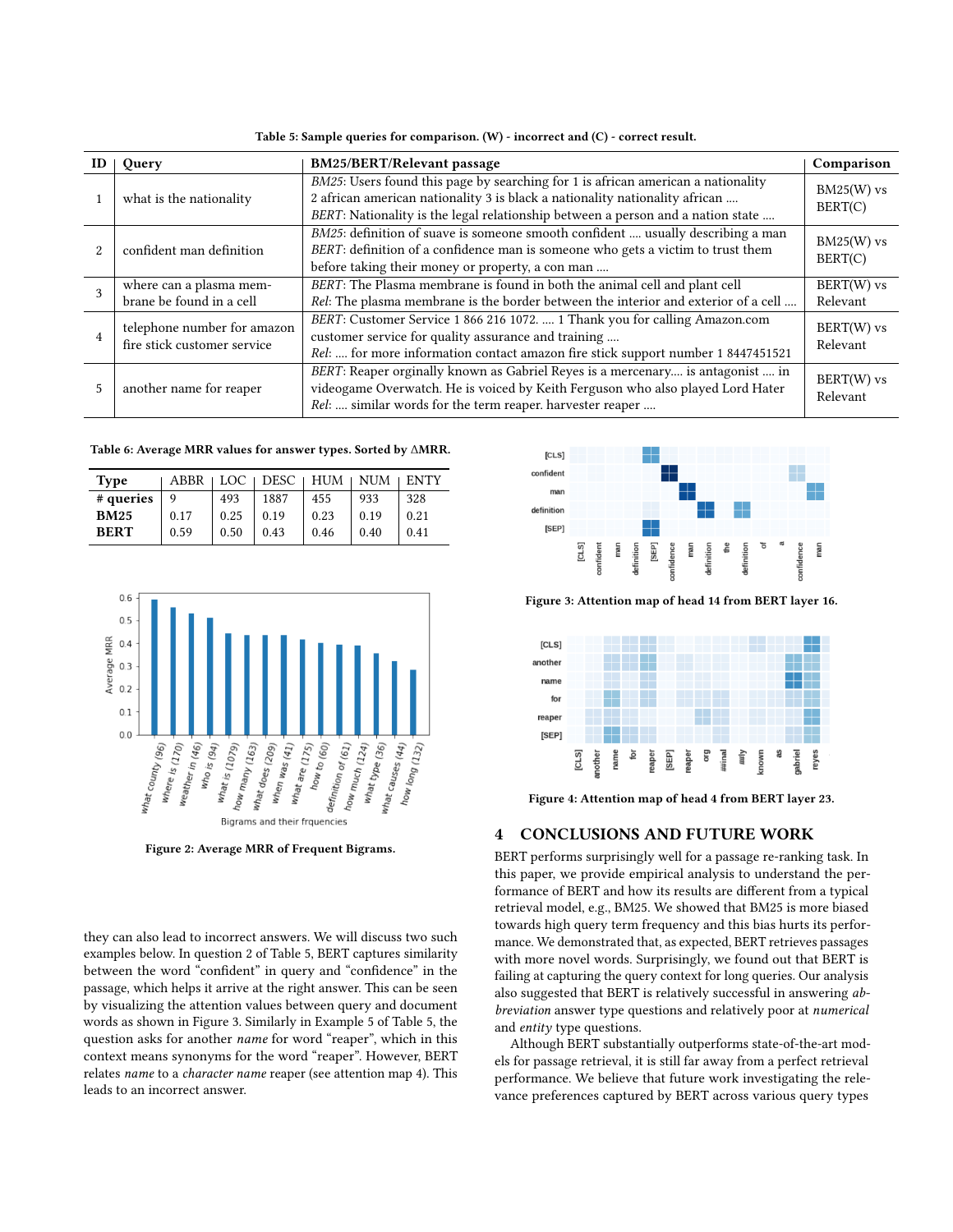Table 5: Sample queries for comparison. (W) - incorrect and (C) - correct result.

| ID | Query | BM25/BERT/Relevant passage | Comparison |
|---|---|---|---|
| 1 | what is the nationality | *BM25*: Users found this page by searching for 1 is african american a nationality 2 african american nationality 3 is black a nationality nationality african .... *BERT*: Nationality is the legal relationship between a person and a nation state .... | BM25(W) vs BERT(C) |
| 2 | confident man definition | *BM25*: definition of suave is someone smooth confident .... usually describing a man *BERT*: definition of a confidence man is someone who gets a victim to trust them before taking their money or property, a con man .... | BM25(W) vs BERT(C) |
| 3 | where can a plasma membrane be found in a cell | *BERT*: The Plasma membrane is found in both the animal cell and plant cell *Rel*: The plasma membrane is the border between the interior and exterior of a cell .... | BERT(W) vs Relevant |
| 4 | telephone number for amazon fire stick customer service | *BERT*: Customer Service 1 866 216 1072. .... 1 Thank you for calling Amazon.com customer service for quality assurance and training .... *Rel*: .... for more information contact amazon fire stick support number 1 8447451521 | BERT(W) vs Relevant |
| 5 | another name for reaper | *BERT*: Reaper orginally known as Gabriel Reyes is a mercenary.... is antagonist .... in videogame Overwatch. He is voiced by Keith Ferguson who also played Lord Hater *Rel*: .... similar words for the term reaper. harvester reaper .... | BERT(W) vs Relevant |

Table 6: Average MRR values for answer types. Sorted by ΔMRR.

| Type | ABBR | LOC | DESC | HUM | NUM | ENTY |
|---|---|---|---|---|---|---|
| **# queries** | 9 | 493 | 1887 | 455 | 933 | 328 |
| **BM25** | 0.17 | 0.25 | 0.19 | 0.23 | 0.19 | 0.21 |
| **BERT** | 0.59 | 0.50 | 0.43 | 0.46 | 0.40 | 0.41 |

Figure 2: Average MRR of Frequent Bigrams.

Figure 3: Attention map of head 14 from BERT layer 16.

Figure 4: Attention map of head 4 from BERT layer 23.

they can also lead to incorrect answers. We will discuss two such examples below. In question 2 of Table 5, BERT captures similarity between the word "confident" in query and "confidence" in the passage, which helps it arrive at the right answer. This can be seen by visualizing the attention values between query and document words as shown in Figure 3. Similarly in Example 5 of Table 5, the question asks for another *name* for word "reaper", which in this context means synonyms for the word "reaper". However, BERT relates *name* to a *character name* reaper (see attention map 4). This leads to an incorrect answer.

## 4 CONCLUSIONS AND FUTURE WORK

BERT performs surprisingly well for a passage re-ranking task. In this paper, we provide empirical analysis to understand the performance of BERT and how its results are different from a typical retrieval model, e.g., BM25. We showed that BM25 is more biased towards high query term frequency and this bias hurts its performance. We demonstrated that, as expected, BERT retrieves passages with more novel words. Surprisingly, we found out that BERT is failing at capturing the query context for long queries. Our analysis also suggested that BERT is relatively successful in answering *abbreviation* answer type questions and relatively poor at *numerical* and *entity* type questions.

Although BERT substantially outperforms state-of-the-art models for passage retrieval, it is still far away from a perfect retrieval performance. We believe that future work investigating the relevance preferences captured by BERT across various query types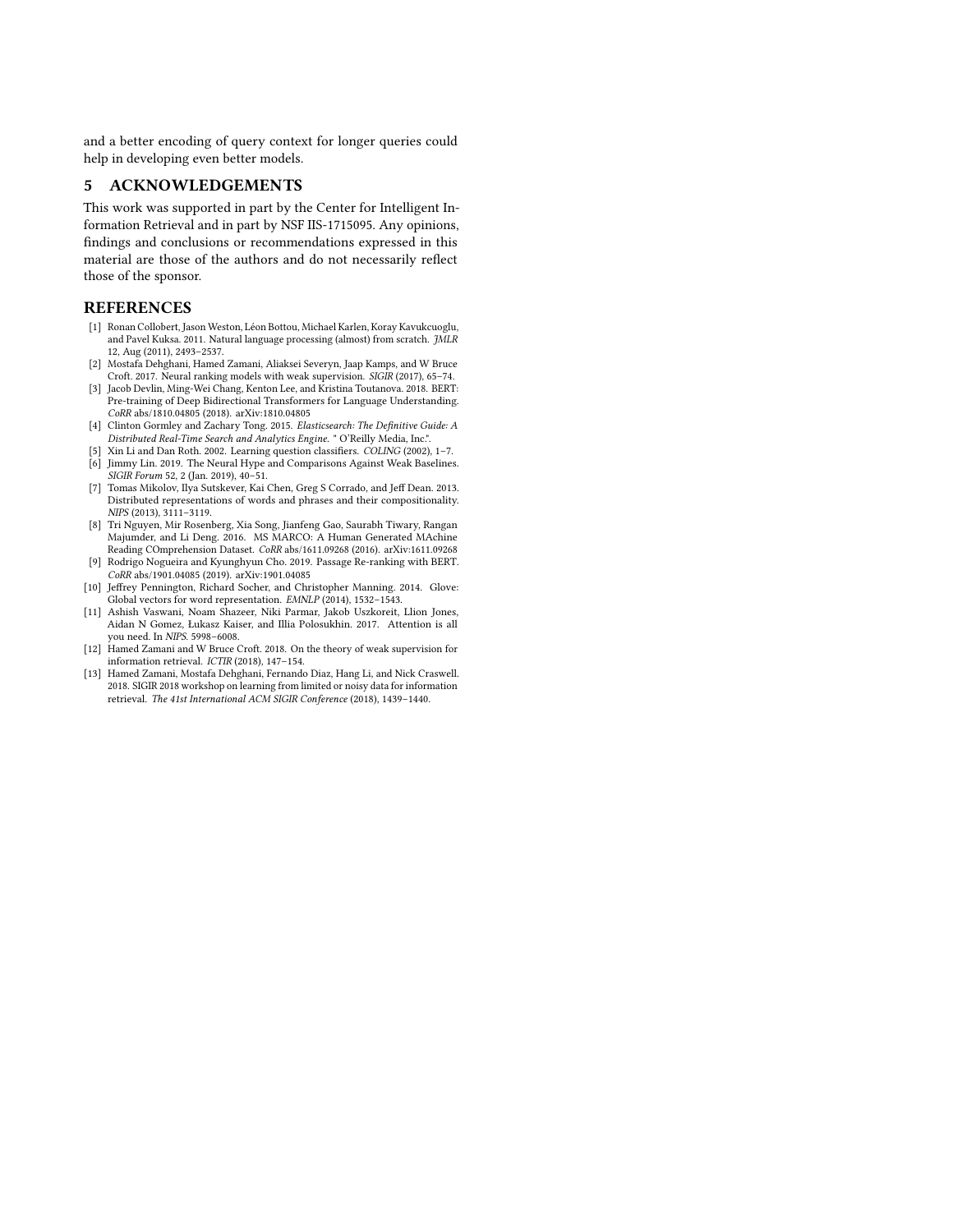and a better encoding of query context for longer queries could help in developing even better models.

## 5 ACKNOWLEDGEMENTS

This work was supported in part by the Center for Intelligent Information Retrieval and in part by NSF IIS-1715095. Any opinions, findings and conclusions or recommendations expressed in this material are those of the authors and do not necessarily reflect those of the sponsor.

## REFERENCES

[1] Ronan Collobert, Jason Weston, Léon Bottou, Michael Karlen, Koray Kavukcuoglu, and Pavel Kuksa. 2011. Natural language processing (almost) from scratch. *JMLR* 12, Aug (2011), 2493–2537.

[2] Mostafa Dehghani, Hamed Zamani, Aliaksei Severyn, Jaap Kamps, and W Bruce Croft. 2017. Neural ranking models with weak supervision. *SIGIR* (2017), 65–74.

[3] Jacob Devlin, Ming-Wei Chang, Kenton Lee, and Kristina Toutanova. 2018. BERT: Pre-training of Deep Bidirectional Transformers for Language Understanding. *CoRR* abs/1810.04805 (2018). arXiv:1810.04805

[4] Clinton Gormley and Zachary Tong. 2015. *Elasticsearch: The Definitive Guide: A Distributed Real-Time Search and Analytics Engine.* " O'Reilly Media, Inc.".

[5] Xin Li and Dan Roth. 2002. Learning question classifiers. *COLING* (2002), 1–7.

[6] Jimmy Lin. 2019. The Neural Hype and Comparisons Against Weak Baselines. *SIGIR Forum* 52, 2 (Jan. 2019), 40–51.

[7] Tomas Mikolov, Ilya Sutskever, Kai Chen, Greg S Corrado, and Jeff Dean. 2013. Distributed representations of words and phrases and their compositionality. *NIPS* (2013), 3111–3119.

[8] Tri Nguyen, Mir Rosenberg, Xia Song, Jianfeng Gao, Saurabh Tiwary, Rangan Majumder, and Li Deng. 2016. MS MARCO: A Human Generated MAchine Reading COmprehension Dataset. *CoRR* abs/1611.09268 (2016). arXiv:1611.09268

[9] Rodrigo Nogueira and Kyunghyun Cho. 2019. Passage Re-ranking with BERT. *CoRR* abs/1901.04085 (2019). arXiv:1901.04085

[10] Jeffrey Pennington, Richard Socher, and Christopher Manning. 2014. Glove: Global vectors for word representation. *EMNLP* (2014), 1532–1543.

[11] Ashish Vaswani, Noam Shazeer, Niki Parmar, Jakob Uszkoreit, Llion Jones, Aidan N Gomez, Łukasz Kaiser, and Illia Polosukhin. 2017. Attention is all you need. In *NIPS*. 5998–6008.

[12] Hamed Zamani and W Bruce Croft. 2018. On the theory of weak supervision for information retrieval. *ICTIR* (2018), 147–154.

[13] Hamed Zamani, Mostafa Dehghani, Fernando Diaz, Hang Li, and Nick Craswell. 2018. SIGIR 2018 workshop on learning from limited or noisy data for information retrieval. *The 41st International ACM SIGIR Conference* (2018), 1439–1440.